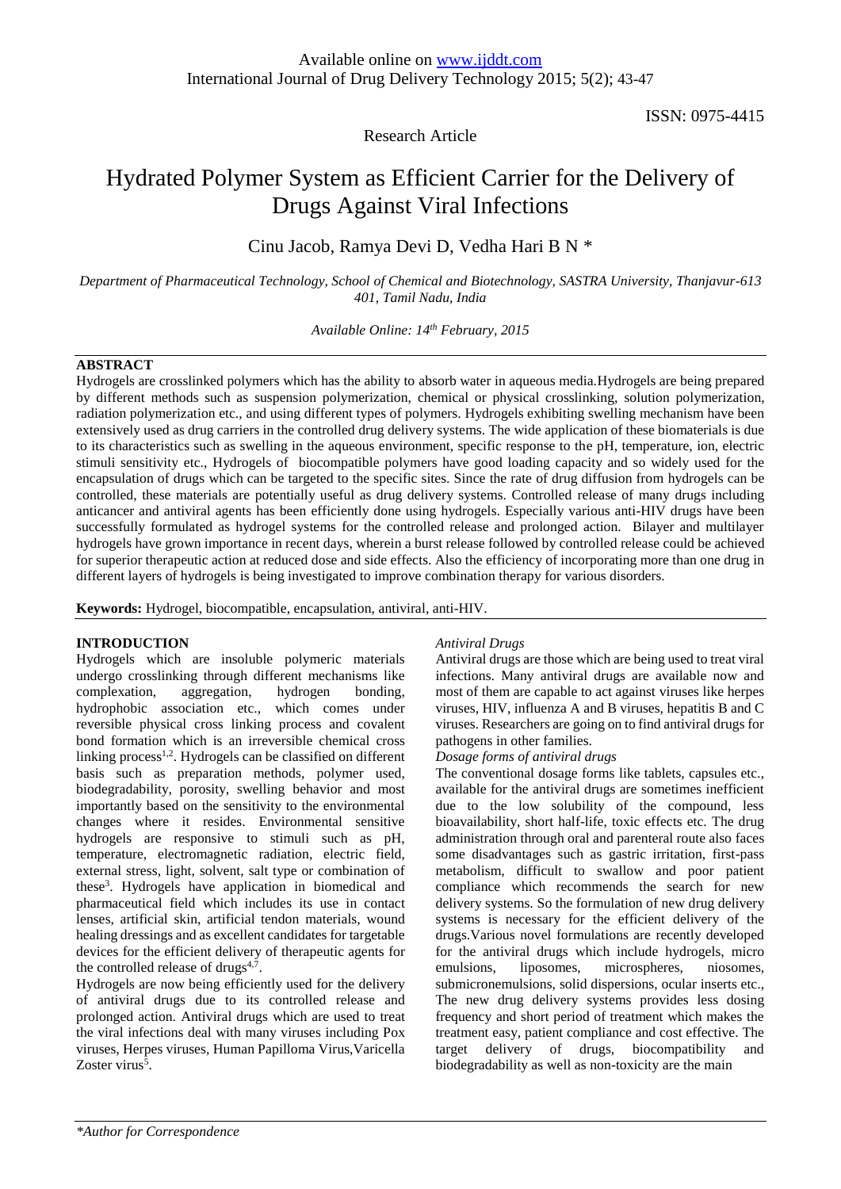Available online on www.ijddt.com

ISSN: 0975-4415

Research Article

# Hydrated Polymer System as Efficient Carrier for the Delivery of Drugs Against Viral Infections

Cinu Jacob, Ramya Devi D, Vedha Hari B N *

*Department of Pharmaceutical Technology, School of Chemical and Biotechnology, SASTRA University, Thanjavur-613 401, Tamil Nadu, India*

*Available Online: 14th February, 2015*

## ABSTRACT

Hydrogels are crosslinked polymers which has the ability to absorb water in aqueous media.Hydrogels are being prepared by different methods such as suspension polymerization, chemical or physical crosslinking, solution polymerization, radiation polymerization etc., and using different types of polymers. Hydrogels exhibiting swelling mechanism have been extensively used as drug carriers in the controlled drug delivery systems. The wide application of these biomaterials is due to its characteristics such as swelling in the aqueous environment, specific response to the pH, temperature, ion, electric stimuli sensitivity etc., Hydrogels of biocompatible polymers have good loading capacity and so widely used for the encapsulation of drugs which can be targeted to the specific sites. Since the rate of drug diffusion from hydrogels can be controlled, these materials are potentially useful as drug delivery systems. Controlled release of many drugs including anticancer and antiviral agents has been efficiently done using hydrogels. Especially various anti-HIV drugs have been successfully formulated as hydrogel systems for the controlled release and prolonged action. Bilayer and multilayer hydrogels have grown importance in recent days, wherein a burst release followed by controlled release could be achieved for superior therapeutic action at reduced dose and side effects. Also the efficiency of incorporating more than one drug in different layers of hydrogels is being investigated to improve combination therapy for various disorders.

**Keywords:** Hydrogel, biocompatible, encapsulation, antiviral, anti-HIV.

## INTRODUCTION

Hydrogels which are insoluble polymeric materials undergo crosslinking through different mechanisms like complexation, aggregation, hydrogen bonding, hydrophobic association etc., which comes under reversible physical cross linking process and covalent bond formation which is an irreversible chemical cross linking process[1,2]. Hydrogels can be classified on different basis such as preparation methods, polymer used, biodegradability, porosity, swelling behavior and most importantly based on the sensitivity to the environmental changes where it resides. Environmental sensitive hydrogels are responsive to stimuli such as pH, temperature, electromagnetic radiation, electric field, external stress, light, solvent, salt type or combination of these[3]. Hydrogels have application in biomedical and pharmaceutical field which includes its use in contact lenses, artificial skin, artificial tendon materials, wound healing dressings and as excellent candidates for targetable devices for the efficient delivery of therapeutic agents for the controlled release of drugs[4,7].

Hydrogels are now being efficiently used for the delivery of antiviral drugs due to its controlled release and prolonged action. Antiviral drugs which are used to treat the viral infections deal with many viruses including Pox viruses, Herpes viruses, Human Papilloma Virus,Varicella Zoster virus[5].

*Antiviral Drugs*

Antiviral drugs are those which are being used to treat viral infections. Many antiviral drugs are available now and most of them are capable to act against viruses like herpes viruses, HIV, influenza A and B viruses, hepatitis B and C viruses. Researchers are going on to find antiviral drugs for pathogens in other families.

*Dosage forms of antiviral drugs*

The conventional dosage forms like tablets, capsules etc., available for the antiviral drugs are sometimes inefficient due to the low solubility of the compound, less bioavailability, short half-life, toxic effects etc. The drug administration through oral and parenteral route also faces some disadvantages such as gastric irritation, first-pass metabolism, difficult to swallow and poor patient compliance which recommends the search for new delivery systems. So the formulation of new drug delivery systems is necessary for the efficient delivery of the drugs.Various novel formulations are recently developed for the antiviral drugs which include hydrogels, micro emulsions, liposomes, microspheres, niosomes, submicronemulsions, solid dispersions, ocular inserts etc., The new drug delivery systems provides less dosing frequency and short period of treatment which makes the treatment easy, patient compliance and cost effective. The target delivery of drugs, biocompatibility and biodegradability as well as non-toxicity are the main

*\*Author for Correspondence*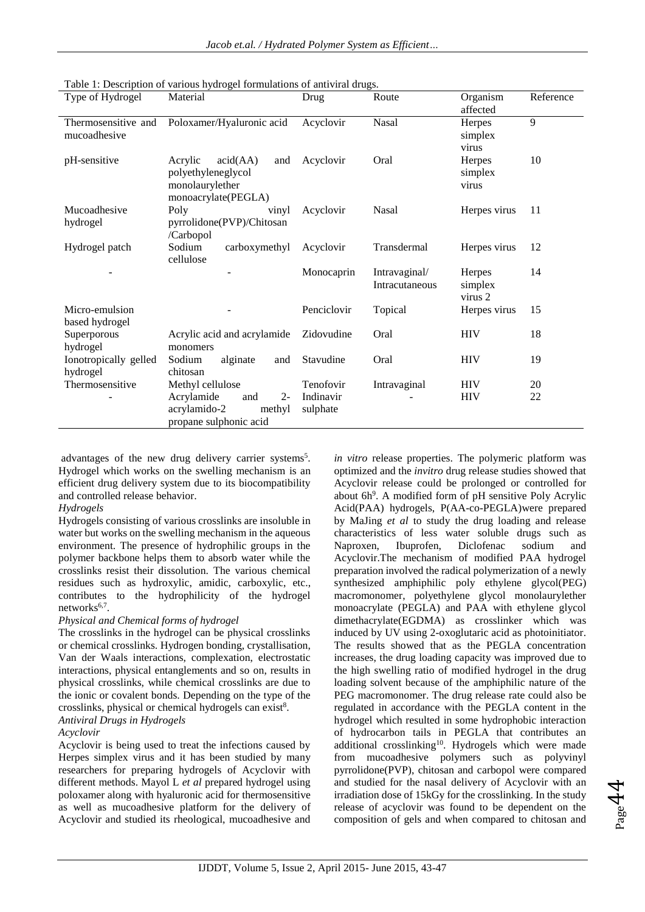Table 1: Description of various hydrogel formulations of antiviral drugs.

| Type of Hydrogel | Material | Drug | Route | Organism affected | Reference |
|---|---|---|---|---|---|
| Thermosensitive and mucoadhesive | Poloxamer/Hyaluronic acid | Acyclovir | Nasal | Herpes simplex virus | 9 |
| pH-sensitive | Acrylic acid(AA) and polyethyleneglycol monolaurylether monoacrylate(PEGLA) | Acyclovir | Oral | Herpes simplex virus | 10 |
| Mucoadhesive hydrogel | Poly vinyl pyrrolidone(PVP)/Chitosan /Carbopol | Acyclovir | Nasal | Herpes virus | 11 |
| Hydrogel patch | Sodium carboxymethyl cellulose | Acyclovir | Transdermal | Herpes virus | 12 |
| - | - | Monocaprin | Intravaginal/ Intracutaneous | Herpes simplex virus 2 | 14 |
| Micro-emulsion based hydrogel | - | Penciclovir | Topical | Herpes virus | 15 |
| Superporous hydrogel | Acrylic acid and acrylamide monomers | Zidovudine | Oral | HIV | 18 |
| Ionotropically gelled hydrogel | Sodium alginate and chitosan | Stavudine | Oral | HIV | 19 |
| Thermosensitive | Methyl cellulose | Tenofovir | Intravaginal | HIV | 20 |
| - | Acrylamide and 2-acrylamido-2 methyl propane sulphonic acid | Indinavir sulphate | - | HIV | 22 |

advantages of the new drug delivery carrier systems[5]. Hydrogel which works on the swelling mechanism is an efficient drug delivery system due to its biocompatibility and controlled release behavior.

*Hydrogels*

Hydrogels consisting of various crosslinks are insoluble in water but works on the swelling mechanism in the aqueous environment. The presence of hydrophilic groups in the polymer backbone helps them to absorb water while the crosslinks resist their dissolution. The various chemical residues such as hydroxylic, amidic, carboxylic, etc., contributes to the hydrophilicity of the hydrogel networks[6,7].

*Physical and Chemical forms of hydrogel*

The crosslinks in the hydrogel can be physical crosslinks or chemical crosslinks. Hydrogen bonding, crystallisation, Van der Waals interactions, complexation, electrostatic interactions, physical entanglements and so on, results in physical crosslinks, while chemical crosslinks are due to the ionic or covalent bonds. Depending on the type of the crosslinks, physical or chemical hydrogels can exist[8].

*Antiviral Drugs in Hydrogels*

*Acyclovir*

Acyclovir is being used to treat the infections caused by Herpes simplex virus and it has been studied by many researchers for preparing hydrogels of Acyclovir with different methods. Mayol L *et al* prepared hydrogel using poloxamer along with hyaluronic acid for thermosensitive as well as mucoadhesive platform for the delivery of Acyclovir and studied its rheological, mucoadhesive and *in vitro* release properties. The polymeric platform was optimized and the *invitro* drug release studies showed that Acyclovir release could be prolonged or controlled for about 6h[9]. A modified form of pH sensitive Poly Acrylic Acid(PAA) hydrogels, P(AA-co-PEGLA)were prepared by MaJing *et al* to study the drug loading and release characteristics of less water soluble drugs such as Naproxen, Ibuprofen, Diclofenac sodium and Acyclovir.The mechanism of modified PAA hydrogel preparation involved the radical polymerization of a newly synthesized amphiphilic poly ethylene glycol(PEG) macromonomer, polyethylene glycol monolaurylether monoacrylate (PEGLA) and PAA with ethylene glycol dimethacrylate(EGDMA) as crosslinker which was induced by UV using 2-oxoglutaric acid as photoinitiator. The results showed that as the PEGLA concentration increases, the drug loading capacity was improved due to the high swelling ratio of modified hydrogel in the drug loading solvent because of the amphiphilic nature of the PEG macromonomer. The drug release rate could also be regulated in accordance with the PEGLA content in the hydrogel which resulted in some hydrophobic interaction of hydrocarbon tails in PEGLA that contributes an additional crosslinking[10]. Hydrogels which were made from mucoadhesive polymers such as polyvinyl pyrrolidone(PVP), chitosan and carbopol were compared and studied for the nasal delivery of Acyclovir with an irradiation dose of 15kGy for the crosslinking. In the study release of acyclovir was found to be dependent on the composition of gels and when compared to chitosan and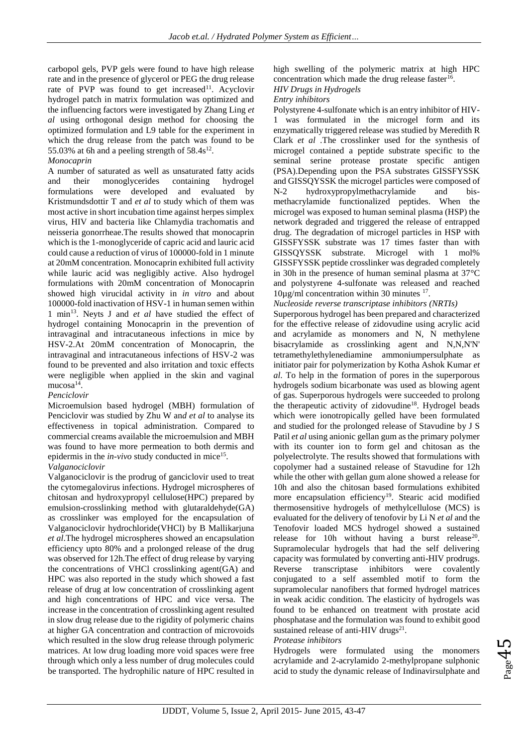carbopol gels, PVP gels were found to have high release rate and in the presence of glycerol or PEG the drug release rate of PVP was found to get increased[11]. Acyclovir hydrogel patch in matrix formulation was optimized and the influencing factors were investigated by Zhang Ling *et al* using orthogonal design method for choosing the optimized formulation and L9 table for the experiment in which the drug release from the patch was found to be 55.03% at 6h and a peeling strength of 58.4s[12].

*Monocaprin*

A number of saturated as well as unsaturated fatty acids and their monoglycerides containing hydrogel formulations were developed and evaluated by Kristmundsdottir T and *et al* to study which of them was most active in short incubation time against herpes simplex virus, HIV and bacteria like Chlamydia trachomatis and neisseria gonorrheae.The results showed that monocaprin which is the 1-monoglyceride of capric acid and lauric acid could cause a reduction of virus of 100000-fold in 1 minute at 20mM concentration. Monocaprin exhibited full activity while lauric acid was negligibly active. Also hydrogel formulations with 20mM concentration of Monocaprin showed high virucidal activity in *in vitro* and about 100000-fold inactivation of HSV-1 in human semen within 1 min[13]. Neyts J and *et al* have studied the effect of hydrogel containing Monocaprin in the prevention of intravaginal and intracutaneous infections in mice by HSV-2.At 20mM concentration of Monocaprin, the intravaginal and intracutaneous infections of HSV-2 was found to be prevented and also irritation and toxic effects were negligible when applied in the skin and vaginal mucosa[14].

*Penciclovir*

Microemulsion based hydrogel (MBH) formulation of Penciclovir was studied by Zhu W and *et al* to analyse its effectiveness in topical administration. Compared to commercial creams available the microemulsion and MBH was found to have more permeation to both dermis and epidermis in the *in-vivo* study conducted in mice[15].

*Valganociclovir*

Valganociclovir is the prodrug of ganciclovir used to treat the cytomegalovirus infections. Hydrogel microspheres of chitosan and hydroxypropyl cellulose(HPC) prepared by emulsion-crosslinking method with glutaraldehyde(GA) as crosslinker was employed for the encapsulation of Valganociclovir hydrochloride(VHCl) by B Mallikarjuna *et al*.The hydrogel microspheres showed an encapsulation efficiency upto 80% and a prolonged release of the drug was observed for 12h.The effect of drug release by varying the concentrations of VHCl crosslinking agent(GA) and HPC was also reported in the study which showed a fast release of drug at low concentration of crosslinking agent and high concentrations of HPC and vice versa. The increase in the concentration of crosslinking agent resulted in slow drug release due to the rigidity of polymeric chains at higher GA concentration and contraction of microvoids which resulted in the slow drug release through polymeric matrices. At low drug loading more void spaces were free through which only a less number of drug molecules could be transported. The hydrophilic nature of HPC resulted in high swelling of the polymeric matrix at high HPC concentration which made the drug release faster[16].

*HIV Drugs in Hydrogels*

*Entry inhibitors*

Polystyrene 4-sulfonate which is an entry inhibitor of HIV-1 was formulated in the microgel form and its enzymatically triggered release was studied by Meredith R Clark *et al* .The crosslinker used for the synthesis of microgel contained a peptide substrate specific to the seminal serine protease prostate specific antigen (PSA).Depending upon the PSA substrates GISSFYSSK and GISSQYSSK the microgel particles were composed of N-2 hydroxypropylmethacrylamide and bis-methacrylamide functionalized peptides. When the microgel was exposed to human seminal plasma (HSP) the network degraded and triggered the release of entrapped drug. The degradation of microgel particles in HSP with GISSFYSSK substrate was 17 times faster than with GISSQYSSK substrate. Microgel with 1 mol% GISSFYSSK peptide crosslinker was degraded completely in 30h in the presence of human seminal plasma at 37°C and polystyrene 4-sulfonate was released and reached 10µg/ml concentration within 30 minutes [17].

*Nucleoside reverse transcriptase inhibitors (NRTIs)*

Superporous hydrogel has been prepared and characterized for the effective release of zidovudine using acrylic acid and acrylamide as monomers and N, N methylene bisacrylamide as crosslinking agent and N,N,N'N' tetramethylethylenediamine ammoniumpersulphate as initiator pair for polymerization by Kotha Ashok Kumar *et al*. To help in the formation of pores in the superporous hydrogels sodium bicarbonate was used as blowing agent of gas. Superporous hydrogels were succeeded to prolong the therapeutic activity of zidovudine[18]. Hydrogel beads which were ionotropically gelled have been formulated and studied for the prolonged release of Stavudine by J S Patil *et al* using anionic gellan gum as the primary polymer with its counter ion to form gel and chitosan as the polyelectrolyte. The results showed that formulations with copolymer had a sustained release of Stavudine for 12h while the other with gellan gum alone showed a release for 10h and also the chitosan based formulations exhibited more encapsulation efficiency[19]. Stearic acid modified thermosensitive hydrogels of methylcellulose (MCS) is evaluated for the delivery of tenofovir by Li N *et al* and the Tenofovir loaded MCS hydrogel showed a sustained release for 10h without having a burst release[20]. Supramolecular hydrogels that had the self delivering capacity was formulated by converting anti-HIV prodrugs. Reverse transcriptase inhibitors were covalently conjugated to a self assembled motif to form the supramolecular nanofibers that formed hydrogel matrices in weak acidic condition. The elasticity of hydrogels was found to be enhanced on treatment with prostate acid phosphatase and the formulation was found to exhibit good sustained release of anti-HIV drugs[21].

*Protease inhibitors*

Hydrogels were formulated using the monomers acrylamide and 2-acrylamido 2-methylpropane sulphonic acid to study the dynamic release of Indinavirsulphate and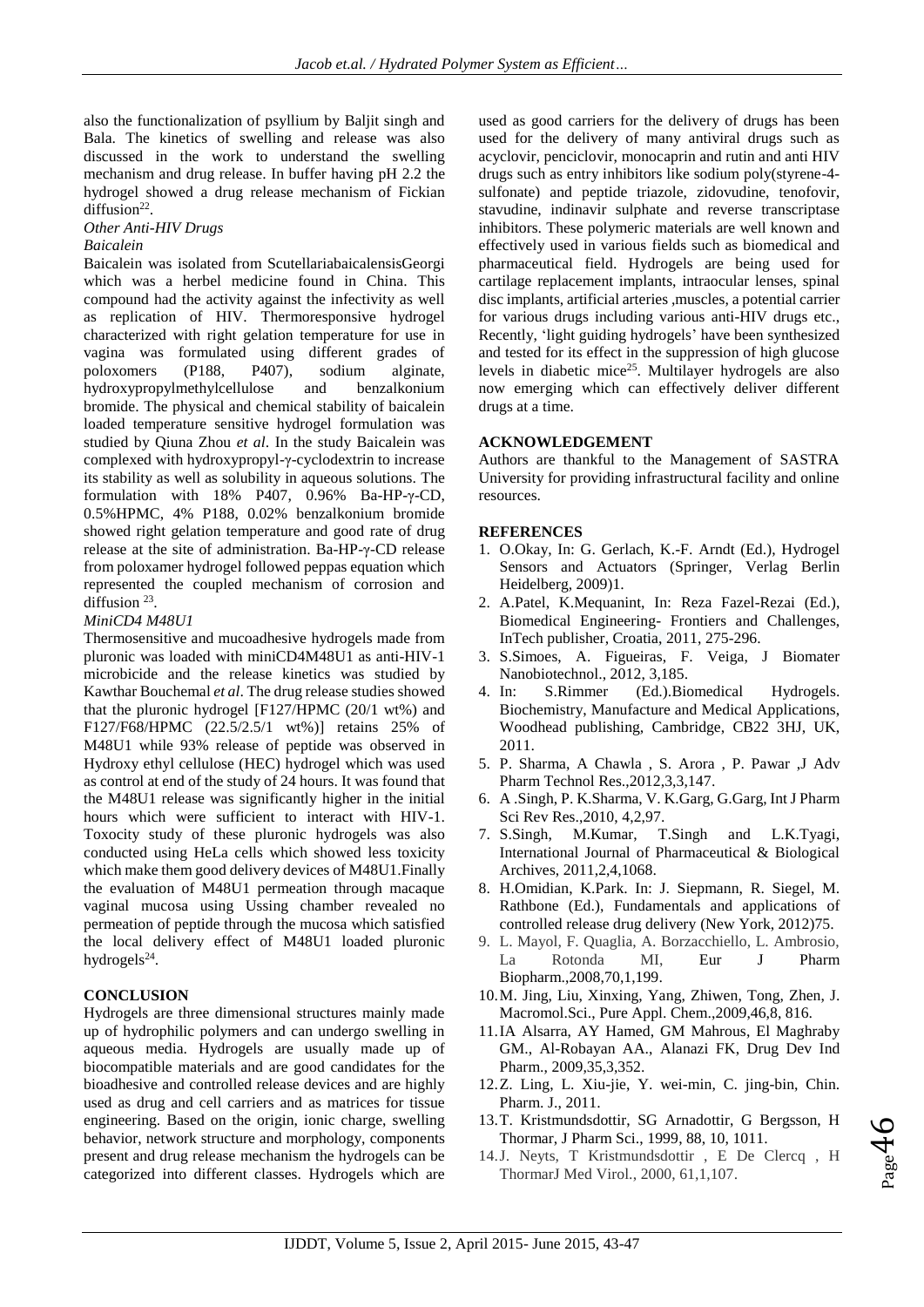also the functionalization of psyllium by Baljit singh and Bala. The kinetics of swelling and release was also discussed in the work to understand the swelling mechanism and drug release. In buffer having pH 2.2 the hydrogel showed a drug release mechanism of Fickian diffusion[22].

*Other Anti-HIV Drugs*

*Baicalein*

Baicalein was isolated from ScutellariabaicalensisGeorgi which was a herbel medicine found in China. This compound had the activity against the infectivity as well as replication of HIV. Thermoresponsive hydrogel characterized with right gelation temperature for use in vagina was formulated using different grades of poloxomers (P188, P407), sodium alginate, hydroxypropylmethylcellulose and benzalkonium bromide. The physical and chemical stability of baicalein loaded temperature sensitive hydrogel formulation was studied by Qiuna Zhou *et al*. In the study Baicalein was complexed with hydroxypropyl-γ-cyclodextrin to increase its stability as well as solubility in aqueous solutions. The formulation with 18% P407, 0.96% Ba-HP-γ-CD, 0.5%HPMC, 4% P188, 0.02% benzalkonium bromide showed right gelation temperature and good rate of drug release at the site of administration. Ba-HP-γ-CD release from poloxamer hydrogel followed peppas equation which represented the coupled mechanism of corrosion and diffusion [23].

*MiniCD4 M48U1*

Thermosensitive and mucoadhesive hydrogels made from pluronic was loaded with miniCD4M48U1 as anti-HIV-1 microbicide and the release kinetics was studied by Kawthar Bouchemal *et al*. The drug release studies showed that the pluronic hydrogel [F127/HPMC (20/1 wt%) and F127/F68/HPMC (22.5/2.5/1 wt%)] retains 25% of M48U1 while 93% release of peptide was observed in Hydroxy ethyl cellulose (HEC) hydrogel which was used as control at end of the study of 24 hours. It was found that the M48U1 release was significantly higher in the initial hours which were sufficient to interact with HIV-1. Toxocity study of these pluronic hydrogels was also conducted using HeLa cells which showed less toxicity which make them good delivery devices of M48U1.Finally the evaluation of M48U1 permeation through macaque vaginal mucosa using Ussing chamber revealed no permeation of peptide through the mucosa which satisfied the local delivery effect of M48U1 loaded pluronic hydrogels[24].

## CONCLUSION

Hydrogels are three dimensional structures mainly made up of hydrophilic polymers and can undergo swelling in aqueous media. Hydrogels are usually made up of biocompatible materials and are good candidates for the bioadhesive and controlled release devices and are highly used as drug and cell carriers and as matrices for tissue engineering. Based on the origin, ionic charge, swelling behavior, network structure and morphology, components present and drug release mechanism the hydrogels can be categorized into different classes. Hydrogels which are used as good carriers for the delivery of drugs has been used for the delivery of many antiviral drugs such as acyclovir, penciclovir, monocaprin and rutin and anti HIV drugs such as entry inhibitors like sodium poly(styrene-4-sulfonate) and peptide triazole, zidovudine, tenofovir, stavudine, indinavir sulphate and reverse transcriptase inhibitors. These polymeric materials are well known and effectively used in various fields such as biomedical and pharmaceutical field. Hydrogels are being used for cartilage replacement implants, intraocular lenses, spinal disc implants, artificial arteries ,muscles, a potential carrier for various drugs including various anti-HIV drugs etc., Recently, 'light guiding hydrogels' have been synthesized and tested for its effect in the suppression of high glucose levels in diabetic mice[25]. Multilayer hydrogels are also now emerging which can effectively deliver different drugs at a time.

## ACKNOWLEDGEMENT

Authors are thankful to the Management of SASTRA University for providing infrastructural facility and online resources.

## REFERENCES

1. O.Okay, In: G. Gerlach, K.-F. Arndt (Ed.), Hydrogel Sensors and Actuators (Springer, Verlag Berlin Heidelberg, 2009)1.
2. A.Patel, K.Mequanint, In: Reza Fazel-Rezai (Ed.), Biomedical Engineering- Frontiers and Challenges, InTech publisher, Croatia, 2011, 275-296.
3. S.Simoes, A. Figueiras, F. Veiga, J Biomater Nanobiotechnol., 2012, 3,185.
4. In: S.Rimmer (Ed.).Biomedical Hydrogels. Biochemistry, Manufacture and Medical Applications, Woodhead publishing, Cambridge, CB22 3HJ, UK, 2011.
5. P. Sharma, A Chawla , S. Arora , P. Pawar ,J Adv Pharm Technol Res.,2012,3,3,147.
6. A .Singh, P. K.Sharma, V. K.Garg, G.Garg, Int J Pharm Sci Rev Res.,2010, 4,2,97.
7. S.Singh, M.Kumar, T.Singh and L.K.Tyagi, International Journal of Pharmaceutical & Biological Archives, 2011,2,4,1068.
8. H.Omidian, K.Park. In: J. Siepmann, R. Siegel, M. Rathbone (Ed.), Fundamentals and applications of controlled release drug delivery (New York, 2012)75.
9. L. Mayol, F. Quaglia, A. Borzacchiello, L. Ambrosio, La Rotonda MI, Eur J Pharm Biopharm.,2008,70,1,199.
10. M. Jing, Liu, Xinxing, Yang, Zhiwen, Tong, Zhen, J. Macromol.Sci., Pure Appl. Chem.,2009,46,8, 816.
11. IA Alsarra, AY Hamed, GM Mahrous, El Maghraby GM., Al-Robayan AA., Alanazi FK, Drug Dev Ind Pharm., 2009,35,3,352.
12. Z. Ling, L. Xiu-jie, Y. wei-min, C. jing-bin, Chin. Pharm. J., 2011.
13. T. Kristmundsdottir, SG Arnadottir, G Bergsson, H Thormar, J Pharm Sci., 1999, 88, 10, 1011.
14. J. Neyts, T Kristmundsdottir , E De Clercq , H ThormarJ Med Virol., 2000, 61,1,107.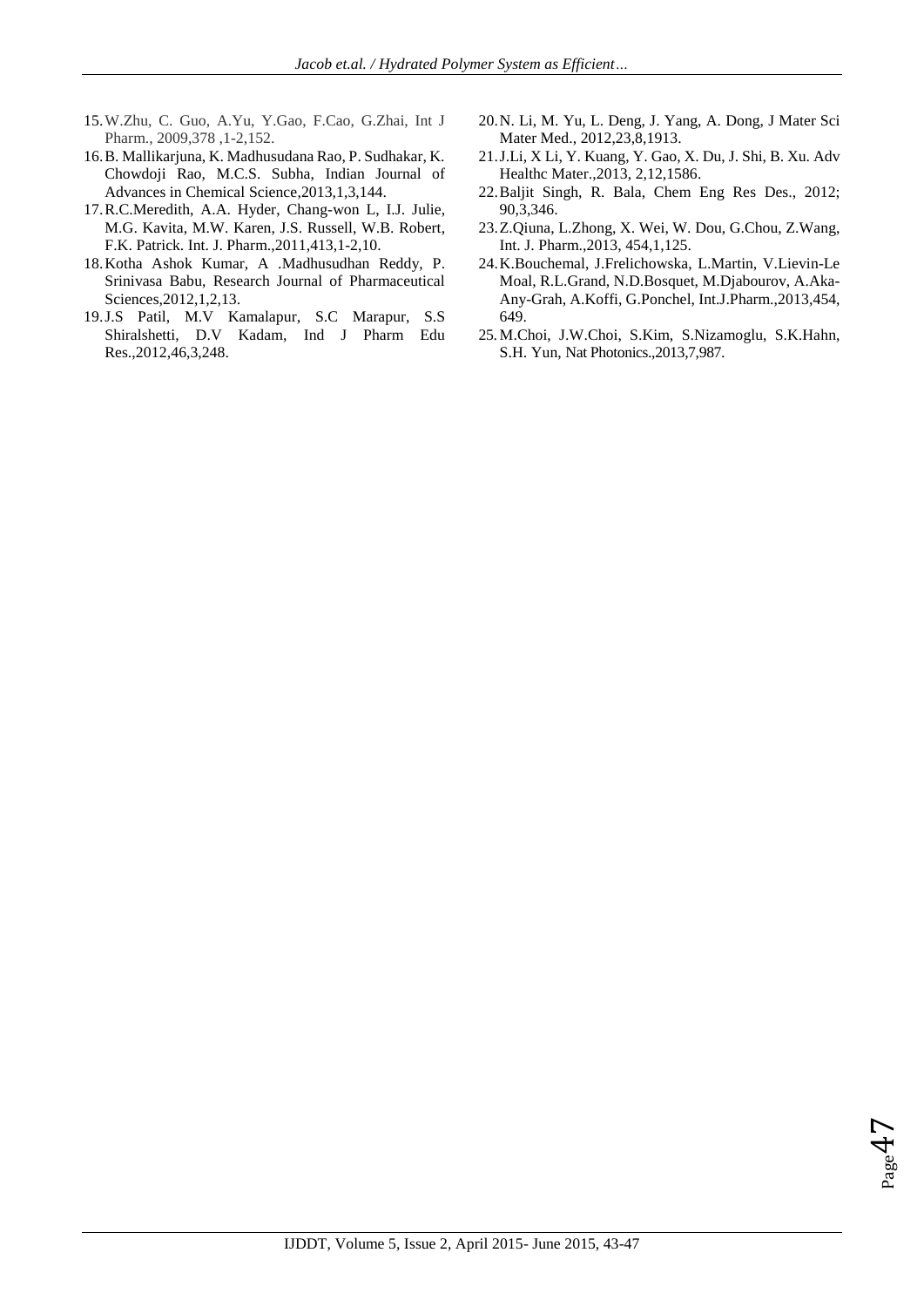15. W.Zhu, C. Guo, A.Yu, Y.Gao, F.Cao, G.Zhai, Int J Pharm., 2009,378 ,1-2,152.
16. B. Mallikarjuna, K. Madhusudana Rao, P. Sudhakar, K. Chowdoji Rao, M.C.S. Subha, Indian Journal of Advances in Chemical Science,2013,1,3,144.
17. R.C.Meredith, A.A. Hyder, Chang-won L, I.J. Julie, M.G. Kavita, M.W. Karen, J.S. Russell, W.B. Robert, F.K. Patrick. Int. J. Pharm.,2011,413,1-2,10.
18. Kotha Ashok Kumar, A .Madhusudhan Reddy, P. Srinivasa Babu, Research Journal of Pharmaceutical Sciences,2012,1,2,13.
19. J.S Patil, M.V Kamalapur, S.C Marapur, S.S Shiralshetti, D.V Kadam, Ind J Pharm Edu Res.,2012,46,3,248.
20. N. Li, M. Yu, L. Deng, J. Yang, A. Dong, J Mater Sci Mater Med., 2012,23,8,1913.
21. J.Li, X Li, Y. Kuang, Y. Gao, X. Du, J. Shi, B. Xu. Adv Healthc Mater.,2013, 2,12,1586.
22. Baljit Singh, R. Bala, Chem Eng Res Des., 2012; 90,3,346.
23. Z.Qiuna, L.Zhong, X. Wei, W. Dou, G.Chou, Z.Wang, Int. J. Pharm.,2013, 454,1,125.
24. K.Bouchemal, J.Frelichowska, L.Martin, V.Lievin-Le Moal, R.L.Grand, N.D.Bosquet, M.Djabourov, A.Aka-Any-Grah, A.Koffi, G.Ponchel, Int.J.Pharm.,2013,454, 649.
25. M.Choi, J.W.Choi, S.Kim, S.Nizamoglu, S.K.Hahn, S.H. Yun, Nat Photonics.,2013,7,987.